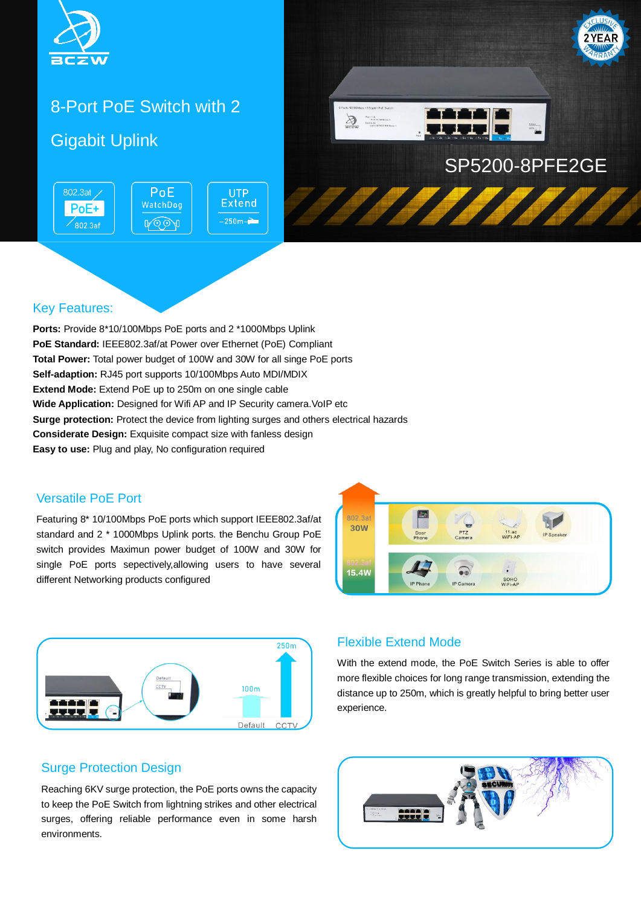# 8-Port PoE Switch with 2 Gigabit Uplink

SP5200-8PFE2GE

## Key Features:

**Ports:** Provide 8*10/100Mbps PoE ports and 2 *1000Mbps Uplink
**PoE Standard:** IEEE802.3af/at Power over Ethernet (PoE) Compliant
**Total Power:** Total power budget of 100W and 30W for all singe PoE ports
**Self-adaption:** RJ45 port supports 10/100Mbps Auto MDI/MDIX
**Extend Mode:** Extend PoE up to 250m on one single cable
**Wide Application:** Designed for Wifi AP and IP Security camera.VoIP etc
**Surge protection:** Protect the device from lighting surges and others electrical hazards
**Considerate Design:** Exquisite compact size with fanless design
**Easy to use:** Plug and play, No configuration required

## Versatile PoE Port

Featuring 8* 10/100Mbps PoE ports which support IEEE802.3af/at standard and 2 * 1000Mbps Uplink ports. the Benchu Group PoE switch provides Maximun power budget of 100W and 30W for single PoE ports sepectively,allowing users to have several different Networking products configured

## Flexible Extend Mode

With the extend mode, the PoE Switch Series is able to offer more flexible choices for long range transmission, extending the distance up to 250m, which is greatly helpful to bring better user experience.

## Surge Protection Design

Reaching 6KV surge protection, the PoE ports owns the capacity to keep the PoE Switch from lightning strikes and other electrical surges, offering reliable performance even in some harsh environments.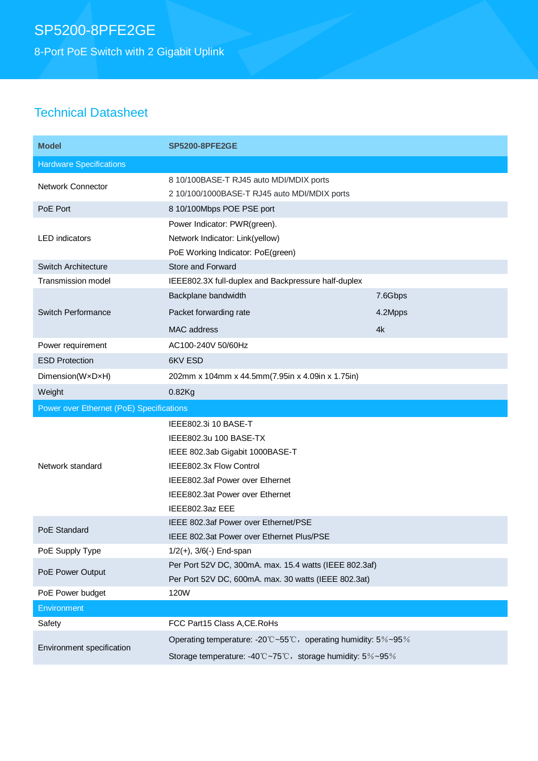# SP5200-8PFE2GE

## 8-Port PoE Switch with 2 Gigabit Uplink

## Technical Datasheet

| Model | SP5200-8PFE2GE | |
|---|---|---|
| **Hardware Specifications** | | |
| Network Connector | 8 10/100BASE-T RJ45 auto MDI/MDIX ports<br>2 10/100/1000BASE-T RJ45 auto MDI/MDIX ports | |
| PoE Port | 8 10/100Mbps POE PSE port | |
| LED indicators | Power Indicator: PWR(green).<br>Network Indicator: Link(yellow)<br>PoE Working Indicator: PoE(green) | |
| Switch Architecture | Store and Forward | |
| Transmission model | IEEE802.3X full-duplex and Backpressure half-duplex | |
| Switch Performance | Backplane bandwidth | 7.6Gbps |
| | Packet forwarding rate | 4.2Mpps |
| | MAC address | 4k |
| Power requirement | AC100-240V 50/60Hz | |
| ESD Protection | 6KV ESD | |
| Dimension(W×D×H) | 202mm x 104mm x 44.5mm(7.95in x 4.09in x 1.75in) | |
| Weight | 0.82Kg | |
| **Power over Ethernet (PoE) Specifications** | | |
| Network standard | IEEE802.3i 10 BASE-T<br>IEEE802.3u 100 BASE-TX<br>IEEE 802.3ab Gigabit 1000BASE-T<br>IEEE802.3x Flow Control<br>IEEE802.3af Power over Ethernet<br>IEEE802.3at Power over Ethernet<br>IEEE802.3az EEE | |
| PoE Standard | IEEE 802.3af Power over Ethernet/PSE<br>IEEE 802.3at Power over Ethernet Plus/PSE | |
| PoE Supply Type | 1/2(+), 3/6(-) End-span | |
| PoE Power Output | Per Port 52V DC, 300mA. max. 15.4 watts (IEEE 802.3af)<br>Per Port 52V DC, 600mA. max. 30 watts (IEEE 802.3at) | |
| PoE Power budget | 120W | |
| **Environment** | | |
| Safety | FCC Part15 Class A,CE.RoHs | |
| Environment specification | Operating temperature: -20℃~55℃，operating humidity: 5%~95%<br>Storage temperature: -40℃~75℃，storage humidity: 5%~95% | |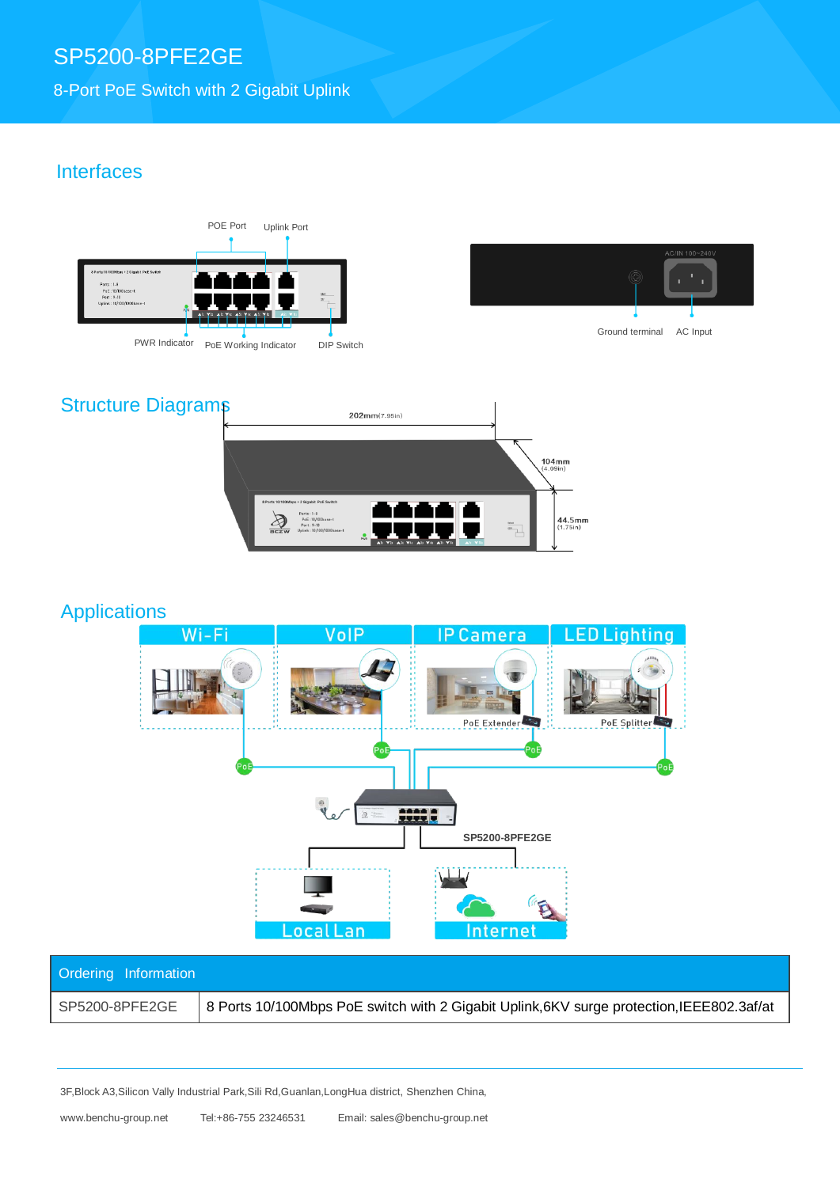# SP5200-8PFE2GE

8-Port PoE Switch with 2 Gigabit Uplink

## Interfaces

POE Port

Uplink Port

PWR Indicator

PoE Working Indicator

DIP Switch

Ground terminal

AC Input

## Structure Diagrams

202mm(7.95in)

104mm (4.09in)

44.5mm (1.75in)

## Applications

Wi-Fi

VoIP

IP Camera

LED Lighting

PoE Extender

PoE Splitter

SP5200-8PFE2GE

Local Lan

Internet

| Ordering Information | |
|---|---|
| SP5200-8PFE2GE | 8 Ports 10/100Mbps PoE switch with 2 Gigabit Uplink,6KV surge protection,IEEE802.3af/at |

3F,Block A3,Silicon Vally Industrial Park,Sili Rd,Guanlan,LongHua district, Shenzhen China,

www.benchu-group.net Tel:+86-755 23246531 Email: sales@benchu-group.net